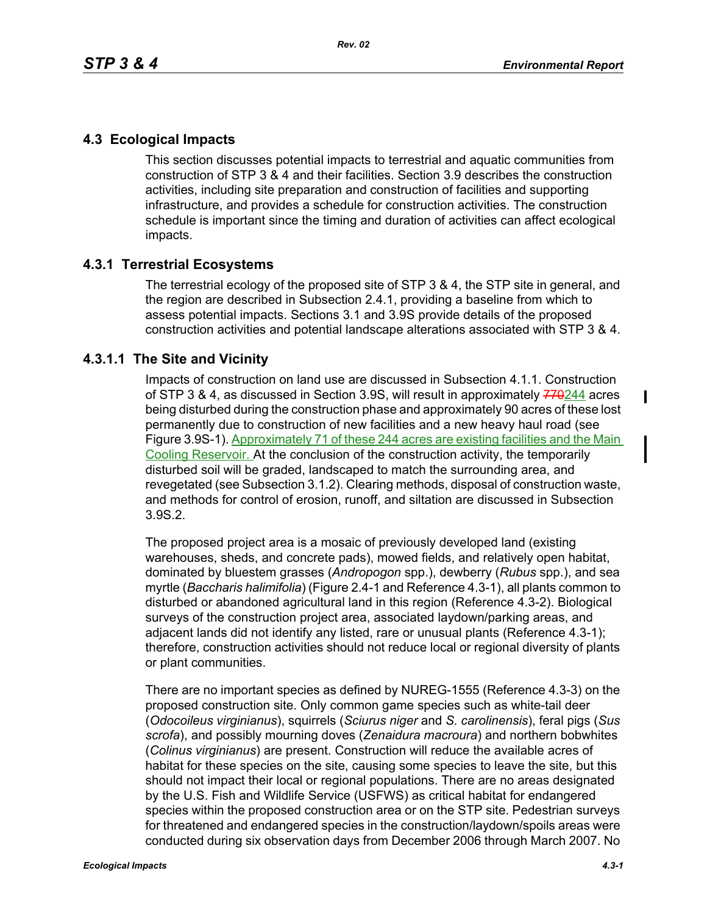## 4.3 Ecological Impacts

This section discusses potential impacts to terrestrial and aquatic communities from construction of STP 3 & 4 and their facilities. Section 3.9 describes the construction activities, including site preparation and construction of facilities and supporting infrastructure, and provides a schedule for construction activities. The construction schedule is important since the timing and duration of activities can affect ecological impacts.

### 4.3.1 Terrestrial Ecosystems

The terrestrial ecology of the proposed site of STP 3 & 4, the STP site in general, and the region are described in Subsection 2.4.1, providing a baseline from which to assess potential impacts. Sections 3.1 and 3.9S provide details of the proposed construction activities and potential landscape alterations associated with STP 3 & 4.

#### 4.3.1.1 The Site and Vicinity

Impacts of construction on land use are discussed in Subsection 4.1.1. Construction of STP 3 & 4, as discussed in Section 3.9S, will result in approximately ~~770~~244 acres being disturbed during the construction phase and approximately 90 acres of these lost permanently due to construction of new facilities and a new heavy haul road (see Figure 3.9S-1). Approximately 71 of these 244 acres are existing facilities and the Main Cooling Reservoir. At the conclusion of the construction activity, the temporarily disturbed soil will be graded, landscaped to match the surrounding area, and revegetated (see Subsection 3.1.2). Clearing methods, disposal of construction waste, and methods for control of erosion, runoff, and siltation are discussed in Subsection 3.9S.2.

The proposed project area is a mosaic of previously developed land (existing warehouses, sheds, and concrete pads), mowed fields, and relatively open habitat, dominated by bluestem grasses (*Andropogon* spp.), dewberry (*Rubus* spp.), and sea myrtle (*Baccharis halimifolia*) (Figure 2.4-1 and Reference 4.3-1), all plants common to disturbed or abandoned agricultural land in this region (Reference 4.3-2). Biological surveys of the construction project area, associated laydown/parking areas, and adjacent lands did not identify any listed, rare or unusual plants (Reference 4.3-1); therefore, construction activities should not reduce local or regional diversity of plants or plant communities.

There are no important species as defined by NUREG-1555 (Reference 4.3-3) on the proposed construction site. Only common game species such as white-tail deer (*Odocoileus virginianus*), squirrels (*Sciurus niger* and *S. carolinensis*), feral pigs (*Sus scrofa*), and possibly mourning doves (*Zenaidura macroura*) and northern bobwhites (*Colinus virginianus*) are present. Construction will reduce the available acres of habitat for these species on the site, causing some species to leave the site, but this should not impact their local or regional populations. There are no areas designated by the U.S. Fish and Wildlife Service (USFWS) as critical habitat for endangered species within the proposed construction area or on the STP site. Pedestrian surveys for threatened and endangered species in the construction/laydown/spoils areas were conducted during six observation days from December 2006 through March 2007. No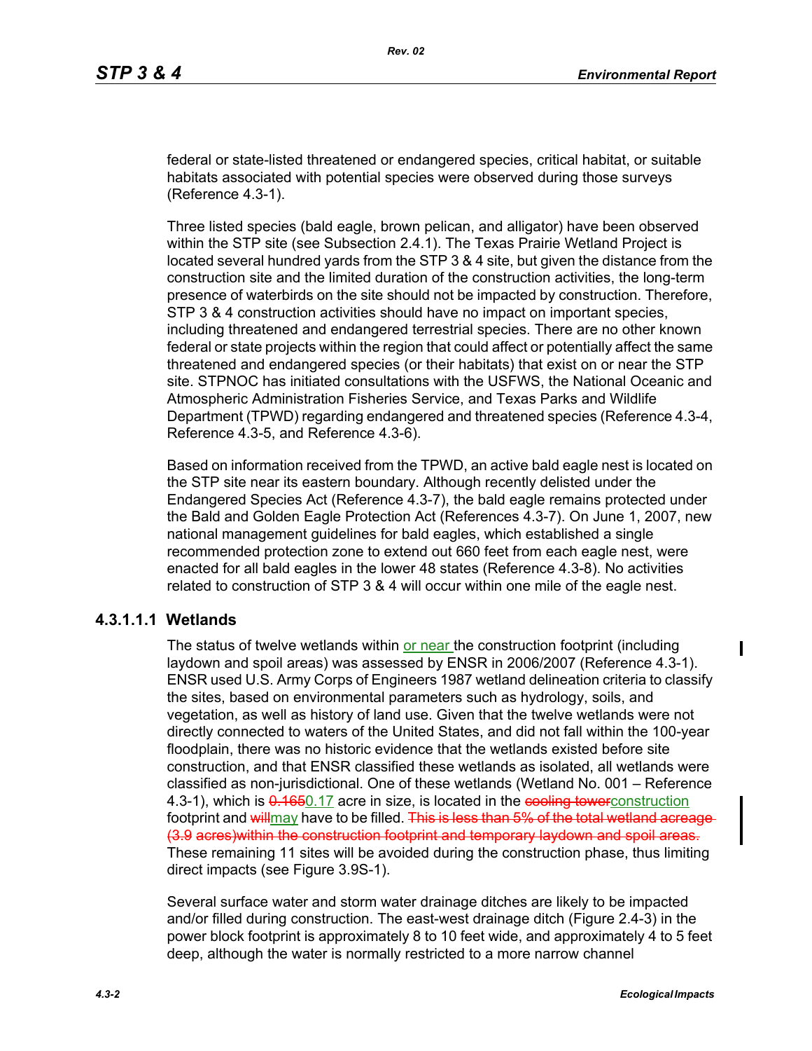federal or state-listed threatened or endangered species, critical habitat, or suitable habitats associated with potential species were observed during those surveys (Reference 4.3-1).

Three listed species (bald eagle, brown pelican, and alligator) have been observed within the STP site (see Subsection 2.4.1). The Texas Prairie Wetland Project is located several hundred yards from the STP 3 & 4 site, but given the distance from the construction site and the limited duration of the construction activities, the long-term presence of waterbirds on the site should not be impacted by construction. Therefore, STP 3 & 4 construction activities should have no impact on important species, including threatened and endangered terrestrial species. There are no other known federal or state projects within the region that could affect or potentially affect the same threatened and endangered species (or their habitats) that exist on or near the STP site. STPNOC has initiated consultations with the USFWS, the National Oceanic and Atmospheric Administration Fisheries Service, and Texas Parks and Wildlife Department (TPWD) regarding endangered and threatened species (Reference 4.3-4, Reference 4.3-5, and Reference 4.3-6).

Based on information received from the TPWD, an active bald eagle nest is located on the STP site near its eastern boundary. Although recently delisted under the Endangered Species Act (Reference 4.3-7), the bald eagle remains protected under the Bald and Golden Eagle Protection Act (References 4.3-7). On June 1, 2007, new national management guidelines for bald eagles, which established a single recommended protection zone to extend out 660 feet from each eagle nest, were enacted for all bald eagles in the lower 48 states (Reference 4.3-8). No activities related to construction of STP 3 & 4 will occur within one mile of the eagle nest.

#### 4.3.1.1.1 Wetlands

The status of twelve wetlands within or near the construction footprint (including laydown and spoil areas) was assessed by ENSR in 2006/2007 (Reference 4.3-1). ENSR used U.S. Army Corps of Engineers 1987 wetland delineation criteria to classify the sites, based on environmental parameters such as hydrology, soils, and vegetation, as well as history of land use. Given that the twelve wetlands were not directly connected to waters of the United States, and did not fall within the 100-year floodplain, there was no historic evidence that the wetlands existed before site construction, and that ENSR classified these wetlands as isolated, all wetlands were classified as non-jurisdictional. One of these wetlands (Wetland No. 001 – Reference 4.3-1), which is ~~0.165~~0.17 acre in size, is located in the ~~cooling tower~~construction footprint and ~~will~~may have to be filled. ~~This is less than 5% of the total wetland acreage (3.9 acres)within the construction footprint and temporary laydown and spoil areas.~~ These remaining 11 sites will be avoided during the construction phase, thus limiting direct impacts (see Figure 3.9S-1).

Several surface water and storm water drainage ditches are likely to be impacted and/or filled during construction. The east-west drainage ditch (Figure 2.4-3) in the power block footprint is approximately 8 to 10 feet wide, and approximately 4 to 5 feet deep, although the water is normally restricted to a more narrow channel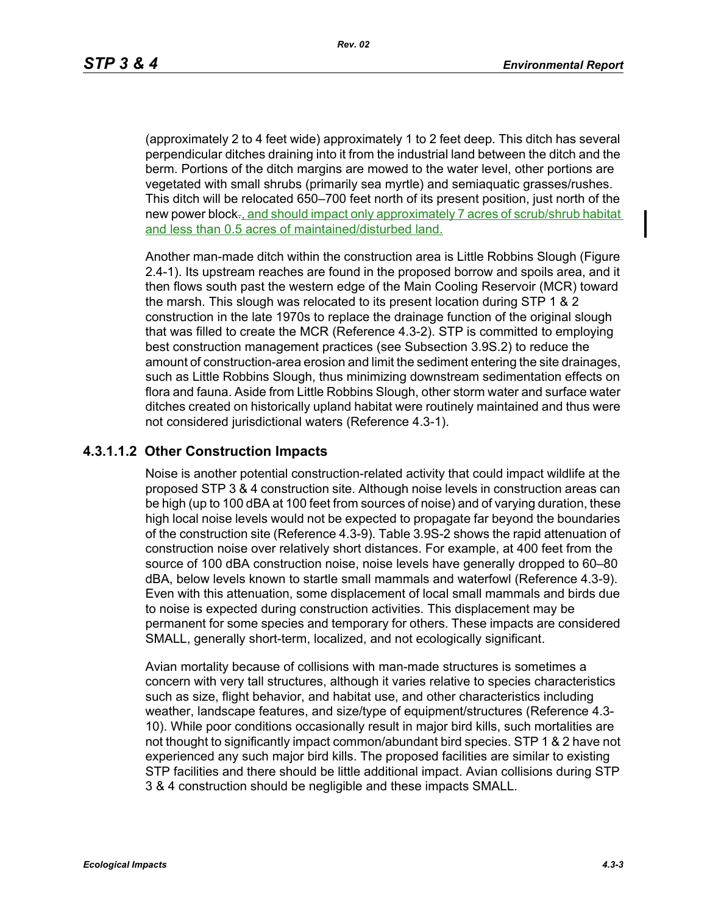(approximately 2 to 4 feet wide) approximately 1 to 2 feet deep. This ditch has several perpendicular ditches draining into it from the industrial land between the ditch and the berm. Portions of the ditch margins are mowed to the water level, other portions are vegetated with small shrubs (primarily sea myrtle) and semiaquatic grasses/rushes. This ditch will be relocated 650–700 feet north of its present position, just north of the new power block., and should impact only approximately 7 acres of scrub/shrub habitat and less than 0.5 acres of maintained/disturbed land.

Another man-made ditch within the construction area is Little Robbins Slough (Figure 2.4-1). Its upstream reaches are found in the proposed borrow and spoils area, and it then flows south past the western edge of the Main Cooling Reservoir (MCR) toward the marsh. This slough was relocated to its present location during STP 1 & 2 construction in the late 1970s to replace the drainage function of the original slough that was filled to create the MCR (Reference 4.3-2). STP is committed to employing best construction management practices (see Subsection 3.9S.2) to reduce the amount of construction-area erosion and limit the sediment entering the site drainages, such as Little Robbins Slough, thus minimizing downstream sedimentation effects on flora and fauna. Aside from Little Robbins Slough, other storm water and surface water ditches created on historically upland habitat were routinely maintained and thus were not considered jurisdictional waters (Reference 4.3-1).

#### 4.3.1.1.2 Other Construction Impacts

Noise is another potential construction-related activity that could impact wildlife at the proposed STP 3 & 4 construction site. Although noise levels in construction areas can be high (up to 100 dBA at 100 feet from sources of noise) and of varying duration, these high local noise levels would not be expected to propagate far beyond the boundaries of the construction site (Reference 4.3-9). Table 3.9S-2 shows the rapid attenuation of construction noise over relatively short distances. For example, at 400 feet from the source of 100 dBA construction noise, noise levels have generally dropped to 60–80 dBA, below levels known to startle small mammals and waterfowl (Reference 4.3-9). Even with this attenuation, some displacement of local small mammals and birds due to noise is expected during construction activities. This displacement may be permanent for some species and temporary for others. These impacts are considered SMALL, generally short-term, localized, and not ecologically significant.

Avian mortality because of collisions with man-made structures is sometimes a concern with very tall structures, although it varies relative to species characteristics such as size, flight behavior, and habitat use, and other characteristics including weather, landscape features, and size/type of equipment/structures (Reference 4.3-10). While poor conditions occasionally result in major bird kills, such mortalities are not thought to significantly impact common/abundant bird species. STP 1 & 2 have not experienced any such major bird kills. The proposed facilities are similar to existing STP facilities and there should be little additional impact. Avian collisions during STP 3 & 4 construction should be negligible and these impacts SMALL.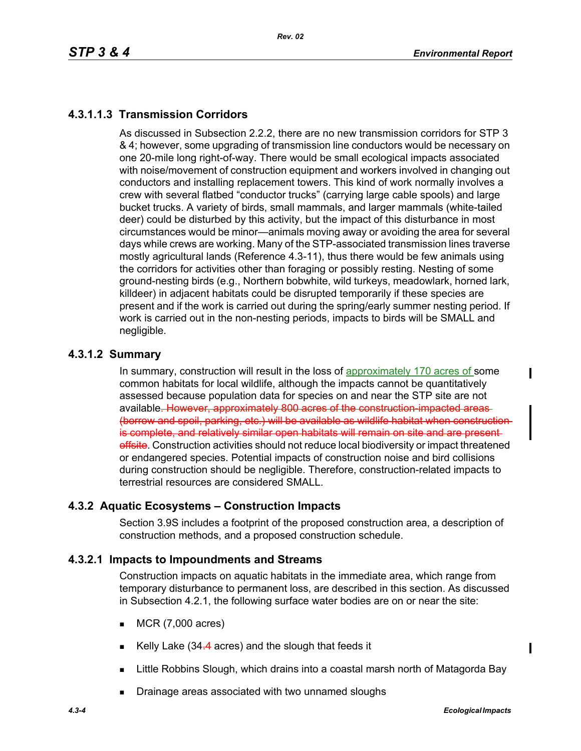### 4.3.1.1.3 Transmission Corridors

As discussed in Subsection 2.2.2, there are no new transmission corridors for STP 3 & 4; however, some upgrading of transmission line conductors would be necessary on one 20-mile long right-of-way. There would be small ecological impacts associated with noise/movement of construction equipment and workers involved in changing out conductors and installing replacement towers. This kind of work normally involves a crew with several flatbed "conductor trucks" (carrying large cable spools) and large bucket trucks. A variety of birds, small mammals, and larger mammals (white-tailed deer) could be disturbed by this activity, but the impact of this disturbance in most circumstances would be minor—animals moving away or avoiding the area for several days while crews are working. Many of the STP-associated transmission lines traverse mostly agricultural lands (Reference 4.3-11), thus there would be few animals using the corridors for activities other than foraging or possibly resting. Nesting of some ground-nesting birds (e.g., Northern bobwhite, wild turkeys, meadowlark, horned lark, killdeer) in adjacent habitats could be disrupted temporarily if these species are present and if the work is carried out during the spring/early summer nesting period. If work is carried out in the non-nesting periods, impacts to birds will be SMALL and negligible.

### 4.3.1.2 Summary

In summary, construction will result in the loss of approximately 170 acres of some common habitats for local wildlife, although the impacts cannot be quantitatively assessed because population data for species on and near the STP site are not available. ~~However, approximately 800 acres of the construction-impacted areas (borrow and spoil, parking, etc.) will be available as wildlife habitat when construction is complete, and relatively similar open habitats will remain on site and are present offsite~~. Construction activities should not reduce local biodiversity or impact threatened or endangered species. Potential impacts of construction noise and bird collisions during construction should be negligible. Therefore, construction-related impacts to terrestrial resources are considered SMALL.

## 4.3.2 Aquatic Ecosystems – Construction Impacts

Section 3.9S includes a footprint of the proposed construction area, a description of construction methods, and a proposed construction schedule.

### 4.3.2.1 Impacts to Impoundments and Streams

Construction impacts on aquatic habitats in the immediate area, which range from temporary disturbance to permanent loss, are described in this section. As discussed in Subsection 4.2.1, the following surface water bodies are on or near the site:

- MCR (7,000 acres)
- Kelly Lake (34~~.4~~ acres) and the slough that feeds it
- Little Robbins Slough, which drains into a coastal marsh north of Matagorda Bay
- Drainage areas associated with two unnamed sloughs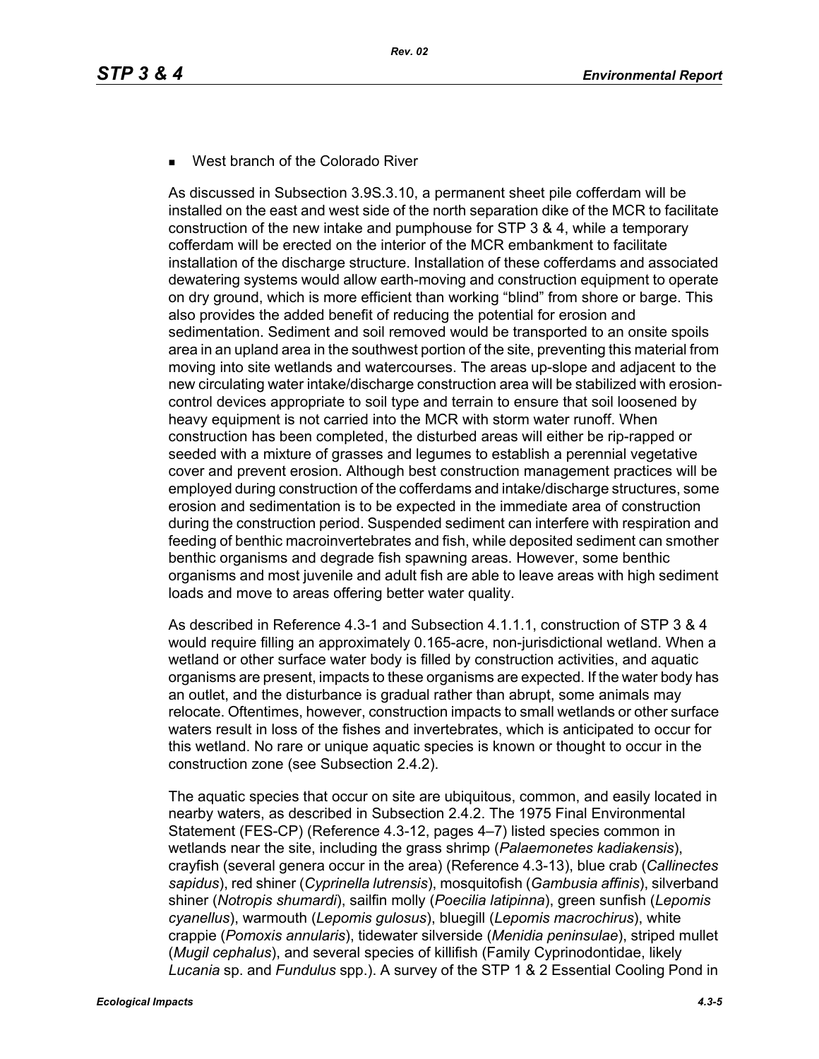- West branch of the Colorado River

As discussed in Subsection 3.9S.3.10, a permanent sheet pile cofferdam will be installed on the east and west side of the north separation dike of the MCR to facilitate construction of the new intake and pumphouse for STP 3 & 4, while a temporary cofferdam will be erected on the interior of the MCR embankment to facilitate installation of the discharge structure. Installation of these cofferdams and associated dewatering systems would allow earth-moving and construction equipment to operate on dry ground, which is more efficient than working "blind" from shore or barge. This also provides the added benefit of reducing the potential for erosion and sedimentation. Sediment and soil removed would be transported to an onsite spoils area in an upland area in the southwest portion of the site, preventing this material from moving into site wetlands and watercourses. The areas up-slope and adjacent to the new circulating water intake/discharge construction area will be stabilized with erosion-control devices appropriate to soil type and terrain to ensure that soil loosened by heavy equipment is not carried into the MCR with storm water runoff. When construction has been completed, the disturbed areas will either be rip-rapped or seeded with a mixture of grasses and legumes to establish a perennial vegetative cover and prevent erosion. Although best construction management practices will be employed during construction of the cofferdams and intake/discharge structures, some erosion and sedimentation is to be expected in the immediate area of construction during the construction period. Suspended sediment can interfere with respiration and feeding of benthic macroinvertebrates and fish, while deposited sediment can smother benthic organisms and degrade fish spawning areas. However, some benthic organisms and most juvenile and adult fish are able to leave areas with high sediment loads and move to areas offering better water quality.

As described in Reference 4.3-1 and Subsection 4.1.1.1, construction of STP 3 & 4 would require filling an approximately 0.165-acre, non-jurisdictional wetland. When a wetland or other surface water body is filled by construction activities, and aquatic organisms are present, impacts to these organisms are expected. If the water body has an outlet, and the disturbance is gradual rather than abrupt, some animals may relocate. Oftentimes, however, construction impacts to small wetlands or other surface waters result in loss of the fishes and invertebrates, which is anticipated to occur for this wetland. No rare or unique aquatic species is known or thought to occur in the construction zone (see Subsection 2.4.2).

The aquatic species that occur on site are ubiquitous, common, and easily located in nearby waters, as described in Subsection 2.4.2. The 1975 Final Environmental Statement (FES-CP) (Reference 4.3-12, pages 4–7) listed species common in wetlands near the site, including the grass shrimp (*Palaemonetes kadiakensis*), crayfish (several genera occur in the area) (Reference 4.3-13), blue crab (*Callinectes sapidus*), red shiner (*Cyprinella lutrensis*), mosquitofish (*Gambusia affinis*), silverband shiner (*Notropis shumardi*), sailfin molly (*Poecilia latipinna*), green sunfish (*Lepomis cyanellus*), warmouth (*Lepomis gulosus*), bluegill (*Lepomis macrochirus*), white crappie (*Pomoxis annularis*), tidewater silverside (*Menidia peninsulae*), striped mullet (*Mugil cephalus*), and several species of killifish (Family Cyprinodontidae, likely *Lucania* sp. and *Fundulus* spp.). A survey of the STP 1 & 2 Essential Cooling Pond in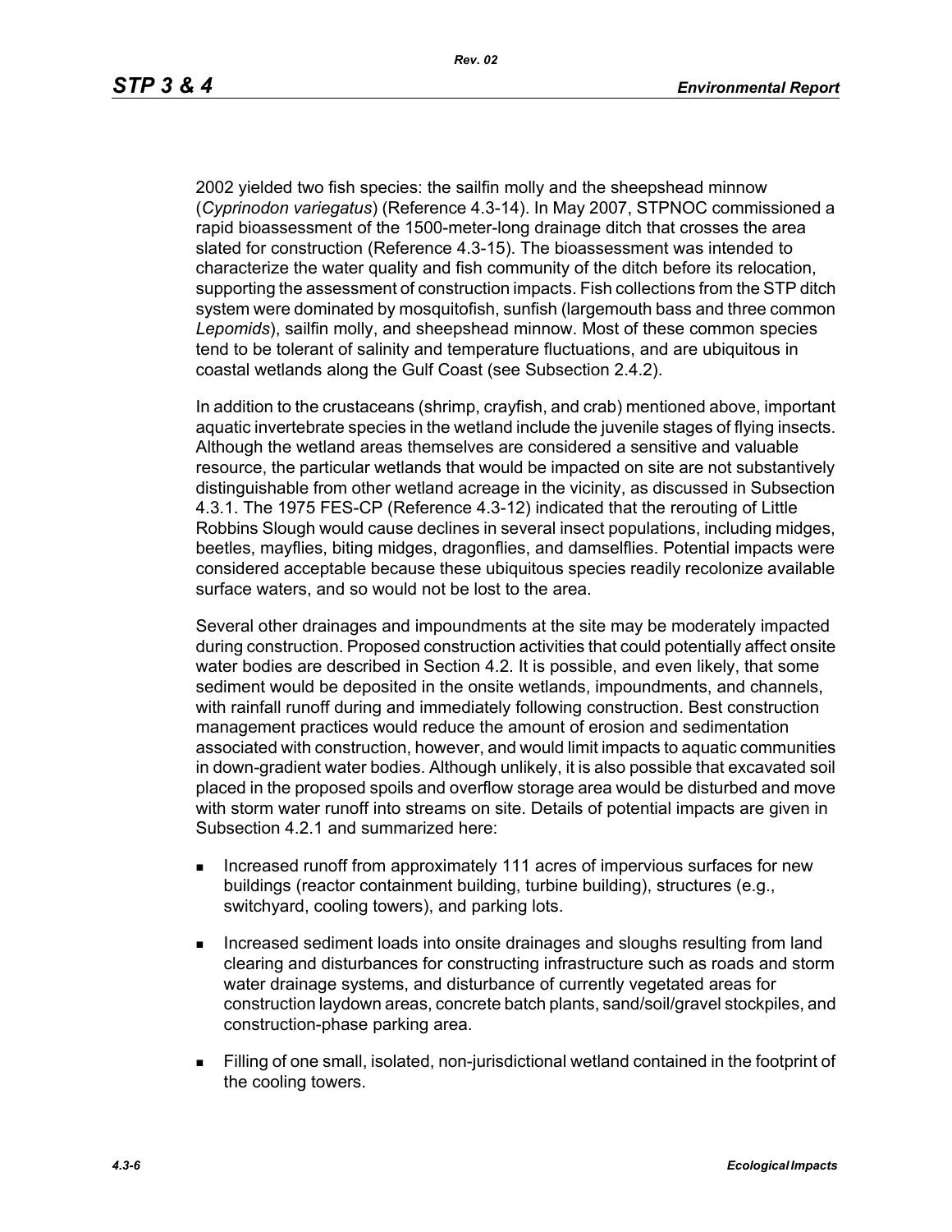2002 yielded two fish species: the sailfin molly and the sheepshead minnow (*Cyprinodon variegatus*) (Reference 4.3-14). In May 2007, STPNOC commissioned a rapid bioassessment of the 1500-meter-long drainage ditch that crosses the area slated for construction (Reference 4.3-15). The bioassessment was intended to characterize the water quality and fish community of the ditch before its relocation, supporting the assessment of construction impacts. Fish collections from the STP ditch system were dominated by mosquitofish, sunfish (largemouth bass and three common *Lepomids*), sailfin molly, and sheepshead minnow. Most of these common species tend to be tolerant of salinity and temperature fluctuations, and are ubiquitous in coastal wetlands along the Gulf Coast (see Subsection 2.4.2).

In addition to the crustaceans (shrimp, crayfish, and crab) mentioned above, important aquatic invertebrate species in the wetland include the juvenile stages of flying insects. Although the wetland areas themselves are considered a sensitive and valuable resource, the particular wetlands that would be impacted on site are not substantively distinguishable from other wetland acreage in the vicinity, as discussed in Subsection 4.3.1. The 1975 FES-CP (Reference 4.3-12) indicated that the rerouting of Little Robbins Slough would cause declines in several insect populations, including midges, beetles, mayflies, biting midges, dragonflies, and damselflies. Potential impacts were considered acceptable because these ubiquitous species readily recolonize available surface waters, and so would not be lost to the area.

Several other drainages and impoundments at the site may be moderately impacted during construction. Proposed construction activities that could potentially affect onsite water bodies are described in Section 4.2. It is possible, and even likely, that some sediment would be deposited in the onsite wetlands, impoundments, and channels, with rainfall runoff during and immediately following construction. Best construction management practices would reduce the amount of erosion and sedimentation associated with construction, however, and would limit impacts to aquatic communities in down-gradient water bodies. Although unlikely, it is also possible that excavated soil placed in the proposed spoils and overflow storage area would be disturbed and move with storm water runoff into streams on site. Details of potential impacts are given in Subsection 4.2.1 and summarized here:

- Increased runoff from approximately 111 acres of impervious surfaces for new buildings (reactor containment building, turbine building), structures (e.g., switchyard, cooling towers), and parking lots.
- Increased sediment loads into onsite drainages and sloughs resulting from land clearing and disturbances for constructing infrastructure such as roads and storm water drainage systems, and disturbance of currently vegetated areas for construction laydown areas, concrete batch plants, sand/soil/gravel stockpiles, and construction-phase parking area.
- Filling of one small, isolated, non-jurisdictional wetland contained in the footprint of the cooling towers.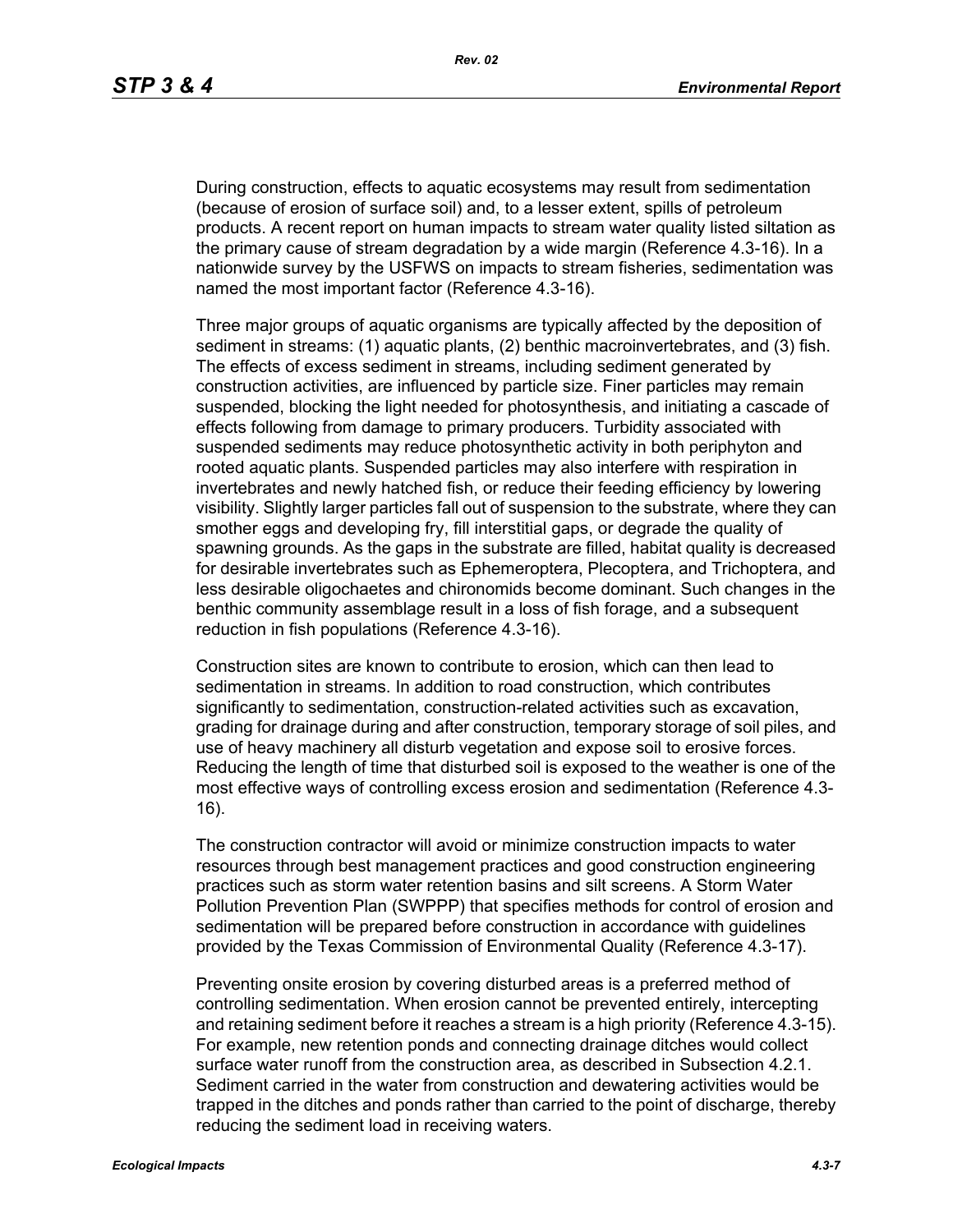During construction, effects to aquatic ecosystems may result from sedimentation (because of erosion of surface soil) and, to a lesser extent, spills of petroleum products. A recent report on human impacts to stream water quality listed siltation as the primary cause of stream degradation by a wide margin (Reference 4.3-16). In a nationwide survey by the USFWS on impacts to stream fisheries, sedimentation was named the most important factor (Reference 4.3-16).

Three major groups of aquatic organisms are typically affected by the deposition of sediment in streams: (1) aquatic plants, (2) benthic macroinvertebrates, and (3) fish. The effects of excess sediment in streams, including sediment generated by construction activities, are influenced by particle size. Finer particles may remain suspended, blocking the light needed for photosynthesis, and initiating a cascade of effects following from damage to primary producers. Turbidity associated with suspended sediments may reduce photosynthetic activity in both periphyton and rooted aquatic plants. Suspended particles may also interfere with respiration in invertebrates and newly hatched fish, or reduce their feeding efficiency by lowering visibility. Slightly larger particles fall out of suspension to the substrate, where they can smother eggs and developing fry, fill interstitial gaps, or degrade the quality of spawning grounds. As the gaps in the substrate are filled, habitat quality is decreased for desirable invertebrates such as Ephemeroptera, Plecoptera, and Trichoptera, and less desirable oligochaetes and chironomids become dominant. Such changes in the benthic community assemblage result in a loss of fish forage, and a subsequent reduction in fish populations (Reference 4.3-16).

Construction sites are known to contribute to erosion, which can then lead to sedimentation in streams. In addition to road construction, which contributes significantly to sedimentation, construction-related activities such as excavation, grading for drainage during and after construction, temporary storage of soil piles, and use of heavy machinery all disturb vegetation and expose soil to erosive forces. Reducing the length of time that disturbed soil is exposed to the weather is one of the most effective ways of controlling excess erosion and sedimentation (Reference 4.3-16).

The construction contractor will avoid or minimize construction impacts to water resources through best management practices and good construction engineering practices such as storm water retention basins and silt screens. A Storm Water Pollution Prevention Plan (SWPPP) that specifies methods for control of erosion and sedimentation will be prepared before construction in accordance with guidelines provided by the Texas Commission of Environmental Quality (Reference 4.3-17).

Preventing onsite erosion by covering disturbed areas is a preferred method of controlling sedimentation. When erosion cannot be prevented entirely, intercepting and retaining sediment before it reaches a stream is a high priority (Reference 4.3-15). For example, new retention ponds and connecting drainage ditches would collect surface water runoff from the construction area, as described in Subsection 4.2.1. Sediment carried in the water from construction and dewatering activities would be trapped in the ditches and ponds rather than carried to the point of discharge, thereby reducing the sediment load in receiving waters.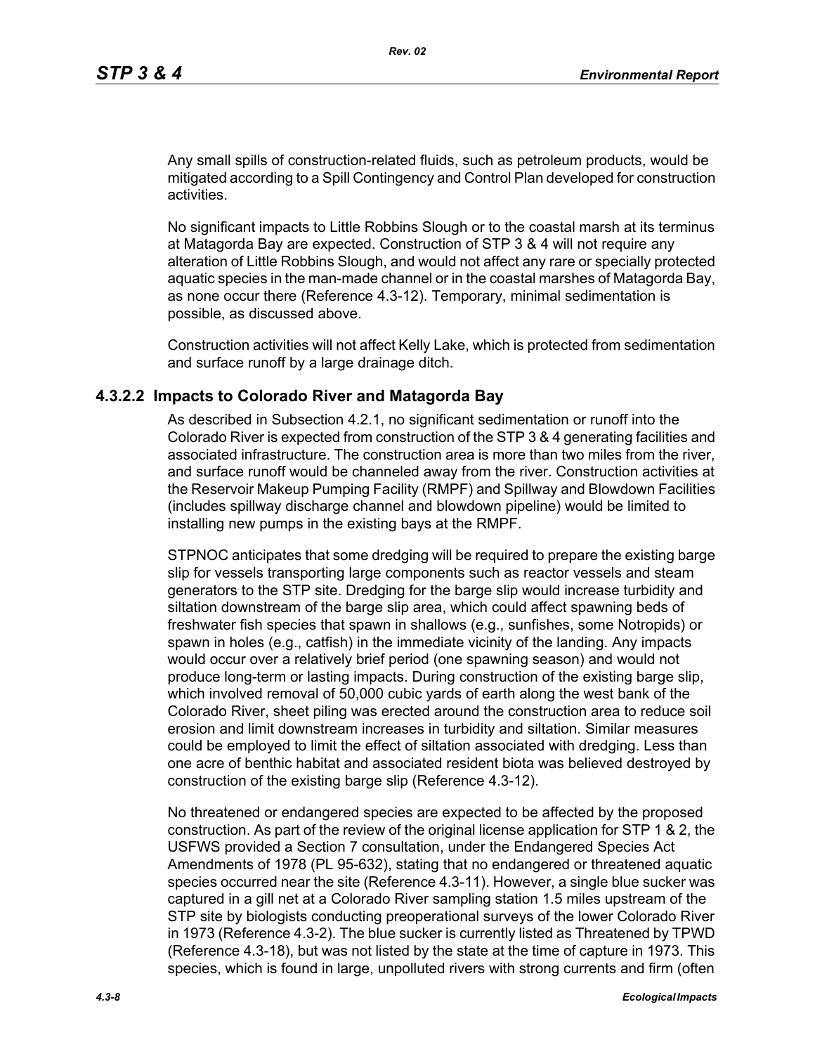Any small spills of construction-related fluids, such as petroleum products, would be mitigated according to a Spill Contingency and Control Plan developed for construction activities.

No significant impacts to Little Robbins Slough or to the coastal marsh at its terminus at Matagorda Bay are expected. Construction of STP 3 & 4 will not require any alteration of Little Robbins Slough, and would not affect any rare or specially protected aquatic species in the man-made channel or in the coastal marshes of Matagorda Bay, as none occur there (Reference 4.3-12). Temporary, minimal sedimentation is possible, as discussed above.

Construction activities will not affect Kelly Lake, which is protected from sedimentation and surface runoff by a large drainage ditch.

### 4.3.2.2 Impacts to Colorado River and Matagorda Bay

As described in Subsection 4.2.1, no significant sedimentation or runoff into the Colorado River is expected from construction of the STP 3 & 4 generating facilities and associated infrastructure. The construction area is more than two miles from the river, and surface runoff would be channeled away from the river. Construction activities at the Reservoir Makeup Pumping Facility (RMPF) and Spillway and Blowdown Facilities (includes spillway discharge channel and blowdown pipeline) would be limited to installing new pumps in the existing bays at the RMPF.

STPNOC anticipates that some dredging will be required to prepare the existing barge slip for vessels transporting large components such as reactor vessels and steam generators to the STP site. Dredging for the barge slip would increase turbidity and siltation downstream of the barge slip area, which could affect spawning beds of freshwater fish species that spawn in shallows (e.g., sunfishes, some Notropids) or spawn in holes (e.g., catfish) in the immediate vicinity of the landing. Any impacts would occur over a relatively brief period (one spawning season) and would not produce long-term or lasting impacts. During construction of the existing barge slip, which involved removal of 50,000 cubic yards of earth along the west bank of the Colorado River, sheet piling was erected around the construction area to reduce soil erosion and limit downstream increases in turbidity and siltation. Similar measures could be employed to limit the effect of siltation associated with dredging. Less than one acre of benthic habitat and associated resident biota was believed destroyed by construction of the existing barge slip (Reference 4.3-12).

No threatened or endangered species are expected to be affected by the proposed construction. As part of the review of the original license application for STP 1 & 2, the USFWS provided a Section 7 consultation, under the Endangered Species Act Amendments of 1978 (PL 95-632), stating that no endangered or threatened aquatic species occurred near the site (Reference 4.3-11). However, a single blue sucker was captured in a gill net at a Colorado River sampling station 1.5 miles upstream of the STP site by biologists conducting preoperational surveys of the lower Colorado River in 1973 (Reference 4.3-2). The blue sucker is currently listed as Threatened by TPWD (Reference 4.3-18), but was not listed by the state at the time of capture in 1973. This species, which is found in large, unpolluted rivers with strong currents and firm (often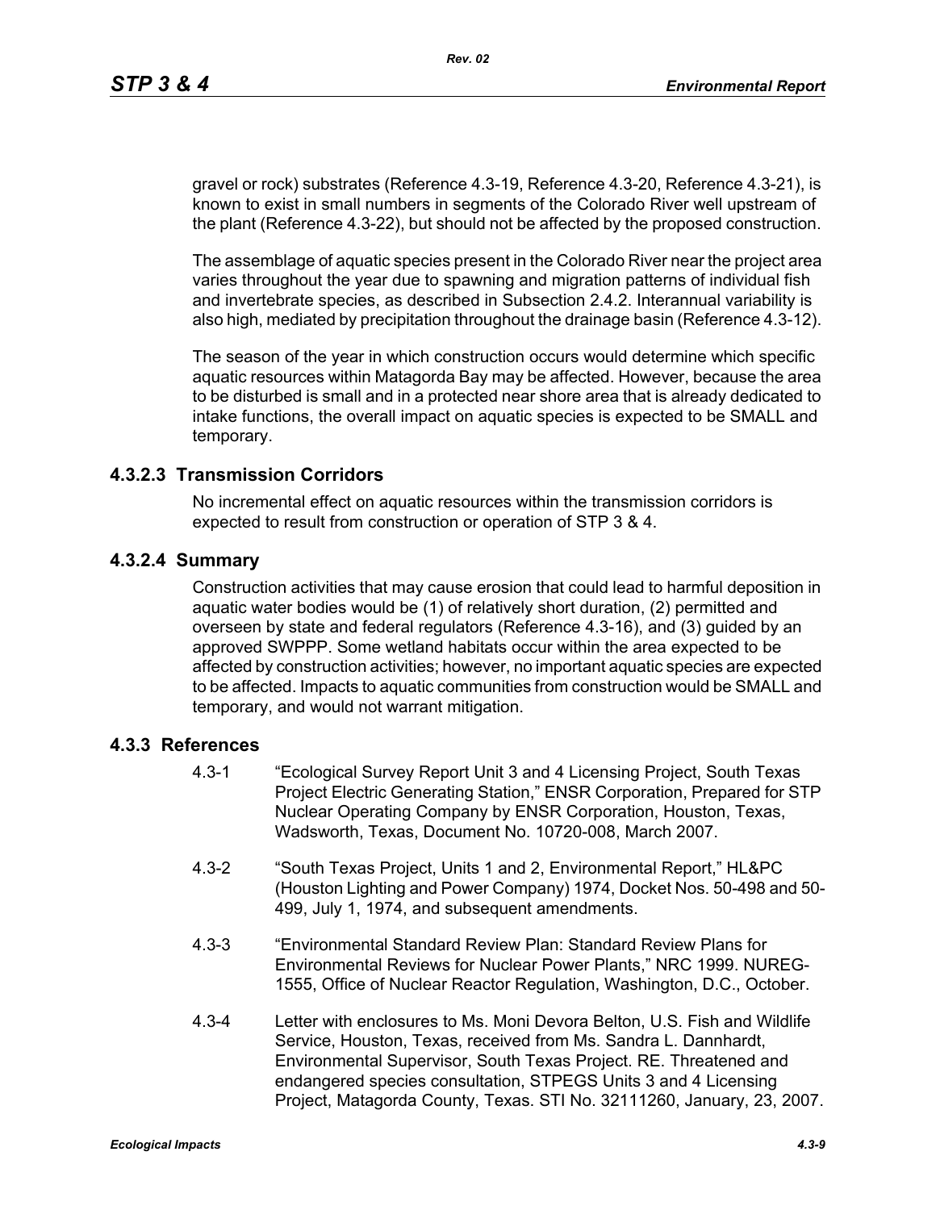gravel or rock) substrates (Reference 4.3-19, Reference 4.3-20, Reference 4.3-21), is known to exist in small numbers in segments of the Colorado River well upstream of the plant (Reference 4.3-22), but should not be affected by the proposed construction.

The assemblage of aquatic species present in the Colorado River near the project area varies throughout the year due to spawning and migration patterns of individual fish and invertebrate species, as described in Subsection 2.4.2. Interannual variability is also high, mediated by precipitation throughout the drainage basin (Reference 4.3-12).

The season of the year in which construction occurs would determine which specific aquatic resources within Matagorda Bay may be affected. However, because the area to be disturbed is small and in a protected near shore area that is already dedicated to intake functions, the overall impact on aquatic species is expected to be SMALL and temporary.

### 4.3.2.3 Transmission Corridors

No incremental effect on aquatic resources within the transmission corridors is expected to result from construction or operation of STP 3 & 4.

### 4.3.2.4 Summary

Construction activities that may cause erosion that could lead to harmful deposition in aquatic water bodies would be (1) of relatively short duration, (2) permitted and overseen by state and federal regulators (Reference 4.3-16), and (3) guided by an approved SWPPP. Some wetland habitats occur within the area expected to be affected by construction activities; however, no important aquatic species are expected to be affected. Impacts to aquatic communities from construction would be SMALL and temporary, and would not warrant mitigation.

## 4.3.3 References

4.3-1 "Ecological Survey Report Unit 3 and 4 Licensing Project, South Texas Project Electric Generating Station," ENSR Corporation, Prepared for STP Nuclear Operating Company by ENSR Corporation, Houston, Texas, Wadsworth, Texas, Document No. 10720-008, March 2007.

4.3-2 "South Texas Project, Units 1 and 2, Environmental Report," HL&PC (Houston Lighting and Power Company) 1974, Docket Nos. 50-498 and 50-499, July 1, 1974, and subsequent amendments.

4.3-3 "Environmental Standard Review Plan: Standard Review Plans for Environmental Reviews for Nuclear Power Plants," NRC 1999. NUREG-1555, Office of Nuclear Reactor Regulation, Washington, D.C., October.

4.3-4 Letter with enclosures to Ms. Moni Devora Belton, U.S. Fish and Wildlife Service, Houston, Texas, received from Ms. Sandra L. Dannhardt, Environmental Supervisor, South Texas Project. RE. Threatened and endangered species consultation, STPEGS Units 3 and 4 Licensing Project, Matagorda County, Texas. STI No. 32111260, January, 23, 2007.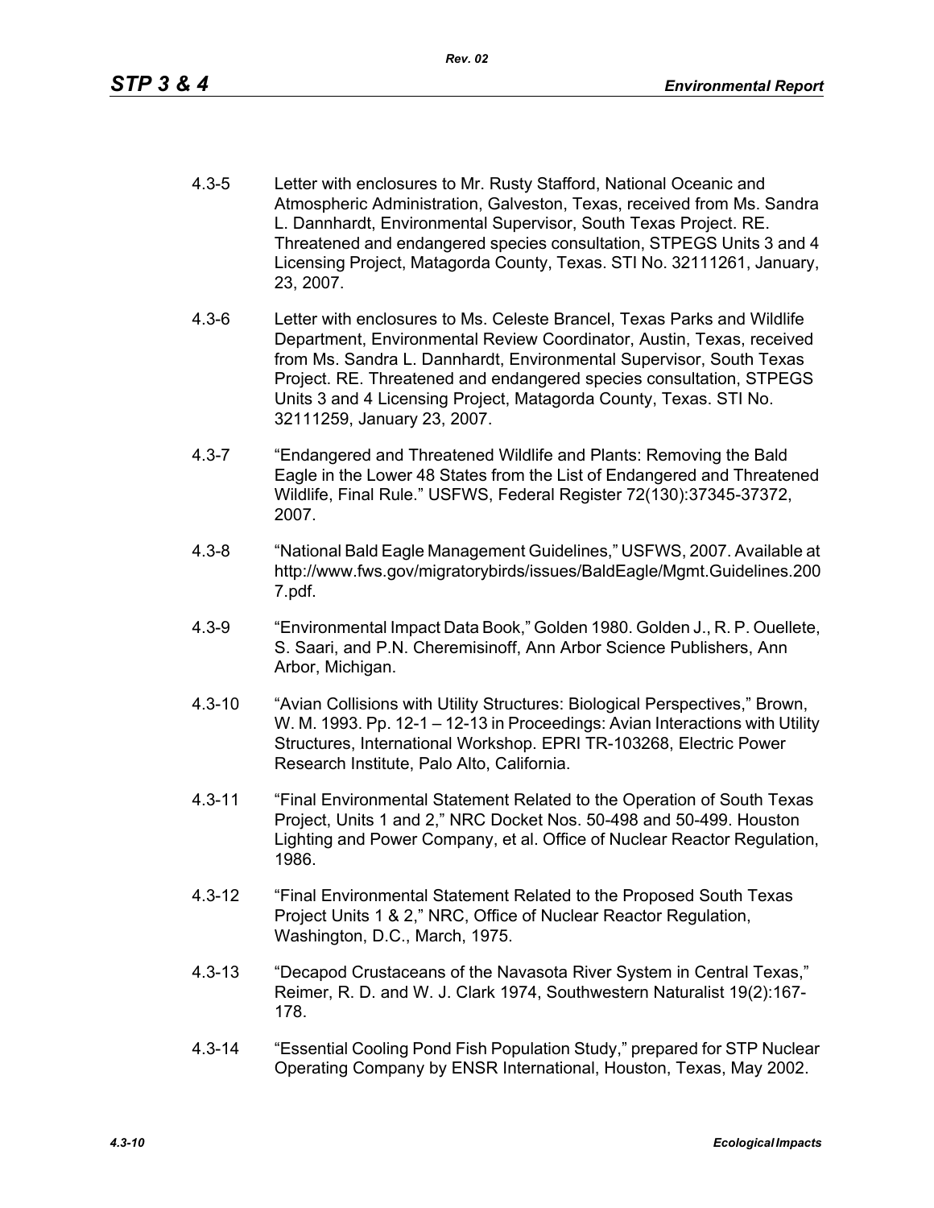4.3-5 Letter with enclosures to Mr. Rusty Stafford, National Oceanic and Atmospheric Administration, Galveston, Texas, received from Ms. Sandra L. Dannhardt, Environmental Supervisor, South Texas Project. RE. Threatened and endangered species consultation, STPEGS Units 3 and 4 Licensing Project, Matagorda County, Texas. STI No. 32111261, January, 23, 2007.

4.3-6 Letter with enclosures to Ms. Celeste Brancel, Texas Parks and Wildlife Department, Environmental Review Coordinator, Austin, Texas, received from Ms. Sandra L. Dannhardt, Environmental Supervisor, South Texas Project. RE. Threatened and endangered species consultation, STPEGS Units 3 and 4 Licensing Project, Matagorda County, Texas. STI No. 32111259, January 23, 2007.

4.3-7 "Endangered and Threatened Wildlife and Plants: Removing the Bald Eagle in the Lower 48 States from the List of Endangered and Threatened Wildlife, Final Rule." USFWS, Federal Register 72(130):37345-37372, 2007.

4.3-8 "National Bald Eagle Management Guidelines," USFWS, 2007. Available at http://www.fws.gov/migratorybirds/issues/BaldEagle/Mgmt.Guidelines.2007.pdf.

4.3-9 "Environmental Impact Data Book," Golden 1980. Golden J., R. P. Ouellete, S. Saari, and P.N. Cheremisinoff, Ann Arbor Science Publishers, Ann Arbor, Michigan.

4.3-10 "Avian Collisions with Utility Structures: Biological Perspectives," Brown, W. M. 1993. Pp. 12-1 – 12-13 in Proceedings: Avian Interactions with Utility Structures, International Workshop. EPRI TR-103268, Electric Power Research Institute, Palo Alto, California.

4.3-11 "Final Environmental Statement Related to the Operation of South Texas Project, Units 1 and 2," NRC Docket Nos. 50-498 and 50-499. Houston Lighting and Power Company, et al. Office of Nuclear Reactor Regulation, 1986.

4.3-12 "Final Environmental Statement Related to the Proposed South Texas Project Units 1 & 2," NRC, Office of Nuclear Reactor Regulation, Washington, D.C., March, 1975.

4.3-13 "Decapod Crustaceans of the Navasota River System in Central Texas," Reimer, R. D. and W. J. Clark 1974, Southwestern Naturalist 19(2):167-178.

4.3-14 "Essential Cooling Pond Fish Population Study," prepared for STP Nuclear Operating Company by ENSR International, Houston, Texas, May 2002.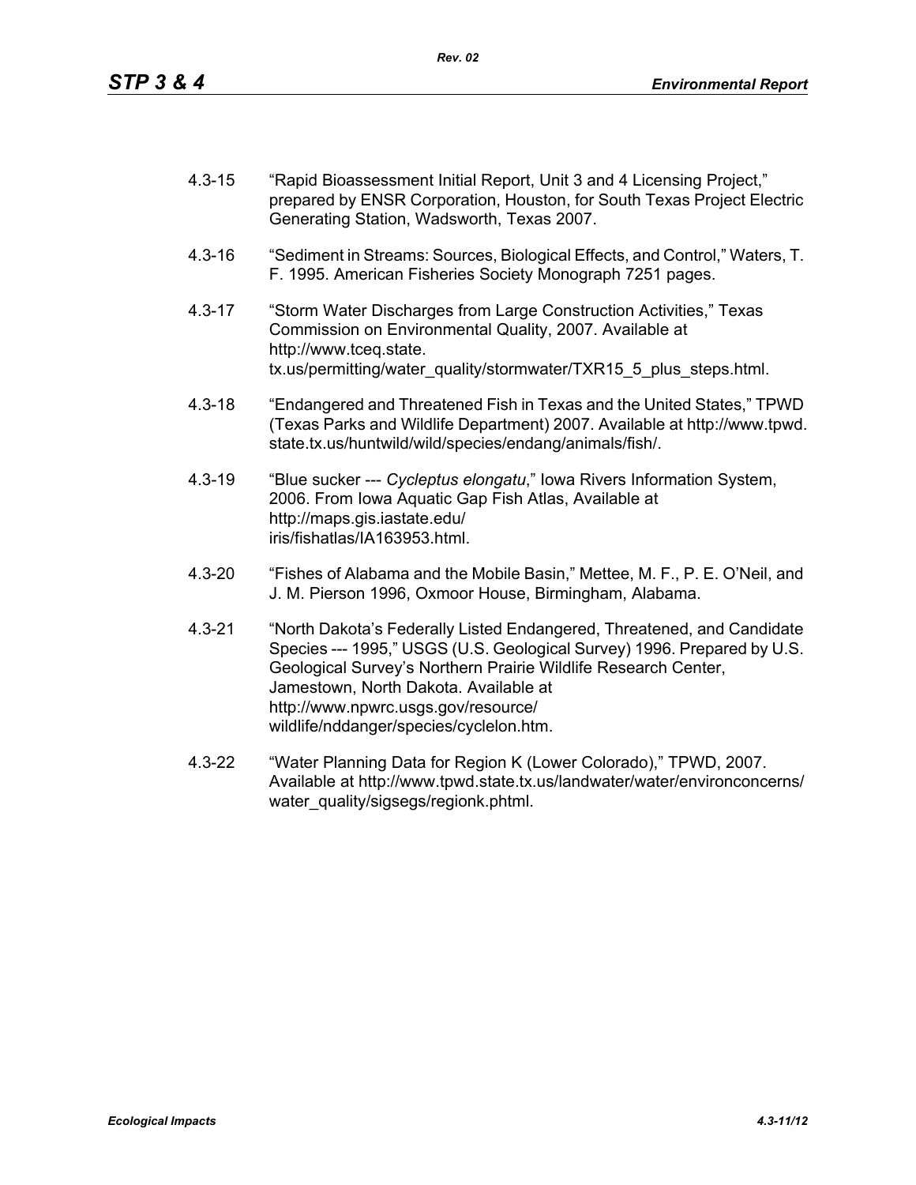4.3-15 "Rapid Bioassessment Initial Report, Unit 3 and 4 Licensing Project," prepared by ENSR Corporation, Houston, for South Texas Project Electric Generating Station, Wadsworth, Texas 2007.

4.3-16 "Sediment in Streams: Sources, Biological Effects, and Control," Waters, T. F. 1995. American Fisheries Society Monograph 7251 pages.

4.3-17 "Storm Water Discharges from Large Construction Activities," Texas Commission on Environmental Quality, 2007. Available at http://www.tceq.state.tx.us/permitting/water_quality/stormwater/TXR15_5_plus_steps.html.

4.3-18 "Endangered and Threatened Fish in Texas and the United States," TPWD (Texas Parks and Wildlife Department) 2007. Available at http://www.tpwd.state.tx.us/huntwild/wild/species/endang/animals/fish/.

4.3-19 "Blue sucker --- *Cycleptus elongatu*," Iowa Rivers Information System, 2006. From Iowa Aquatic Gap Fish Atlas, Available at http://maps.gis.iastate.edu/iris/fishatlas/IA163953.html.

4.3-20 "Fishes of Alabama and the Mobile Basin," Mettee, M. F., P. E. O'Neil, and J. M. Pierson 1996, Oxmoor House, Birmingham, Alabama.

4.3-21 "North Dakota's Federally Listed Endangered, Threatened, and Candidate Species --- 1995," USGS (U.S. Geological Survey) 1996. Prepared by U.S. Geological Survey's Northern Prairie Wildlife Research Center, Jamestown, North Dakota. Available at http://www.npwrc.usgs.gov/resource/wildlife/nddanger/species/cyclelon.htm.

4.3-22 "Water Planning Data for Region K (Lower Colorado)," TPWD, 2007. Available at http://www.tpwd.state.tx.us/landwater/water/environconcerns/water_quality/sigsegs/regionk.phtml.